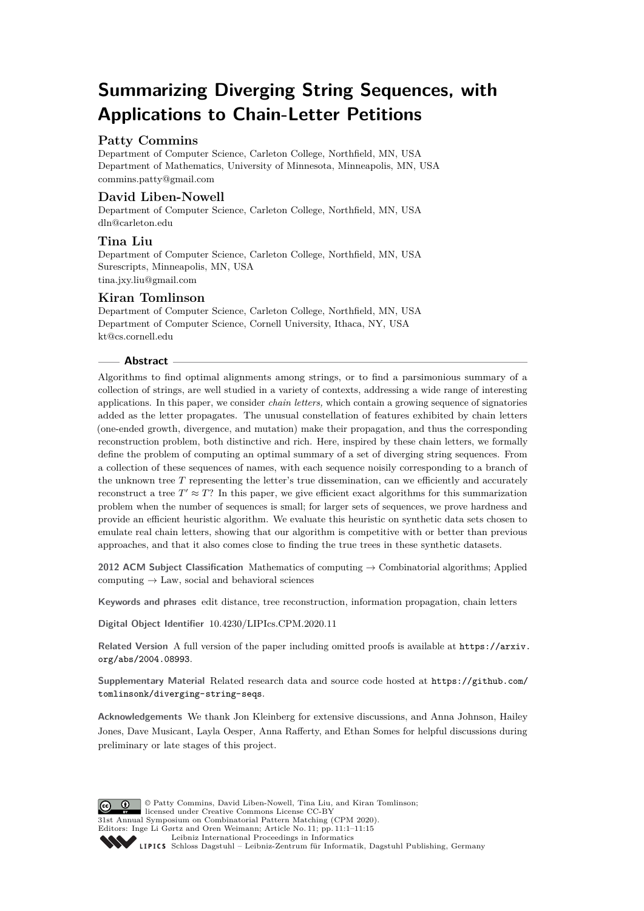# Summarizing Diverging String Sequences, with Applications to Chain-Letter Petitions

**Patty Commins**

Department of Computer Science, Carleton College, Northfield, MN, USA
Department of Mathematics, University of Minnesota, Minneapolis, MN, USA
commins.patty@gmail.com

**David Liben-Nowell**

Department of Computer Science, Carleton College, Northfield, MN, USA
dln@carleton.edu

**Tina Liu**

Department of Computer Science, Carleton College, Northfield, MN, USA
Surescripts, Minneapolis, MN, USA
tina.jxy.liu@gmail.com

**Kiran Tomlinson**

Department of Computer Science, Carleton College, Northfield, MN, USA
Department of Computer Science, Cornell University, Ithaca, NY, USA
kt@cs.cornell.edu

## Abstract

Algorithms to find optimal alignments among strings, or to find a parsimonious summary of a collection of strings, are well studied in a variety of contexts, addressing a wide range of interesting applications. In this paper, we consider *chain letters,* which contain a growing sequence of signatories added as the letter propagates. The unusual constellation of features exhibited by chain letters (one-ended growth, divergence, and mutation) make their propagation, and thus the corresponding reconstruction problem, both distinctive and rich. Here, inspired by these chain letters, we formally define the problem of computing an optimal summary of a set of diverging string sequences. From a collection of these sequences of names, with each sequence noisily corresponding to a branch of the unknown tree $T$ representing the letter's true dissemination, can we efficiently and accurately reconstruct a tree $T' \approx T$? In this paper, we give efficient exact algorithms for this summarization problem when the number of sequences is small; for larger sets of sequences, we prove hardness and provide an efficient heuristic algorithm. We evaluate this heuristic on synthetic data sets chosen to emulate real chain letters, showing that our algorithm is competitive with or better than previous approaches, and that it also comes close to finding the true trees in these synthetic datasets.

**2012 ACM Subject Classification** Mathematics of computing → Combinatorial algorithms; Applied computing → Law, social and behavioral sciences

**Keywords and phrases** edit distance, tree reconstruction, information propagation, chain letters

**Digital Object Identifier** 10.4230/LIPIcs.CPM.2020.11

**Related Version** A full version of the paper including omitted proofs is available at https://arxiv.org/abs/2004.08993.

**Supplementary Material** Related research data and source code hosted at https://github.com/tomlinsonk/diverging-string-seqs.

**Acknowledgements** We thank Jon Kleinberg for extensive discussions, and Anna Johnson, Hailey Jones, Dave Musicant, Layla Oesper, Anna Rafferty, and Ethan Somes for helpful discussions during preliminary or late stages of this project.

© Patty Commins, David Liben-Nowell, Tina Liu, and Kiran Tomlinson; licensed under Creative Commons License CC-BY
31st Annual Symposium on Combinatorial Pattern Matching (CPM 2020).
Editors: Inge Li Gørtz and Oren Weimann; Article No. 11; pp. 11:1–11:15
Leibniz International Proceedings in Informatics
Schloss Dagstuhl – Leibniz-Zentrum für Informatik, Dagstuhl Publishing, Germany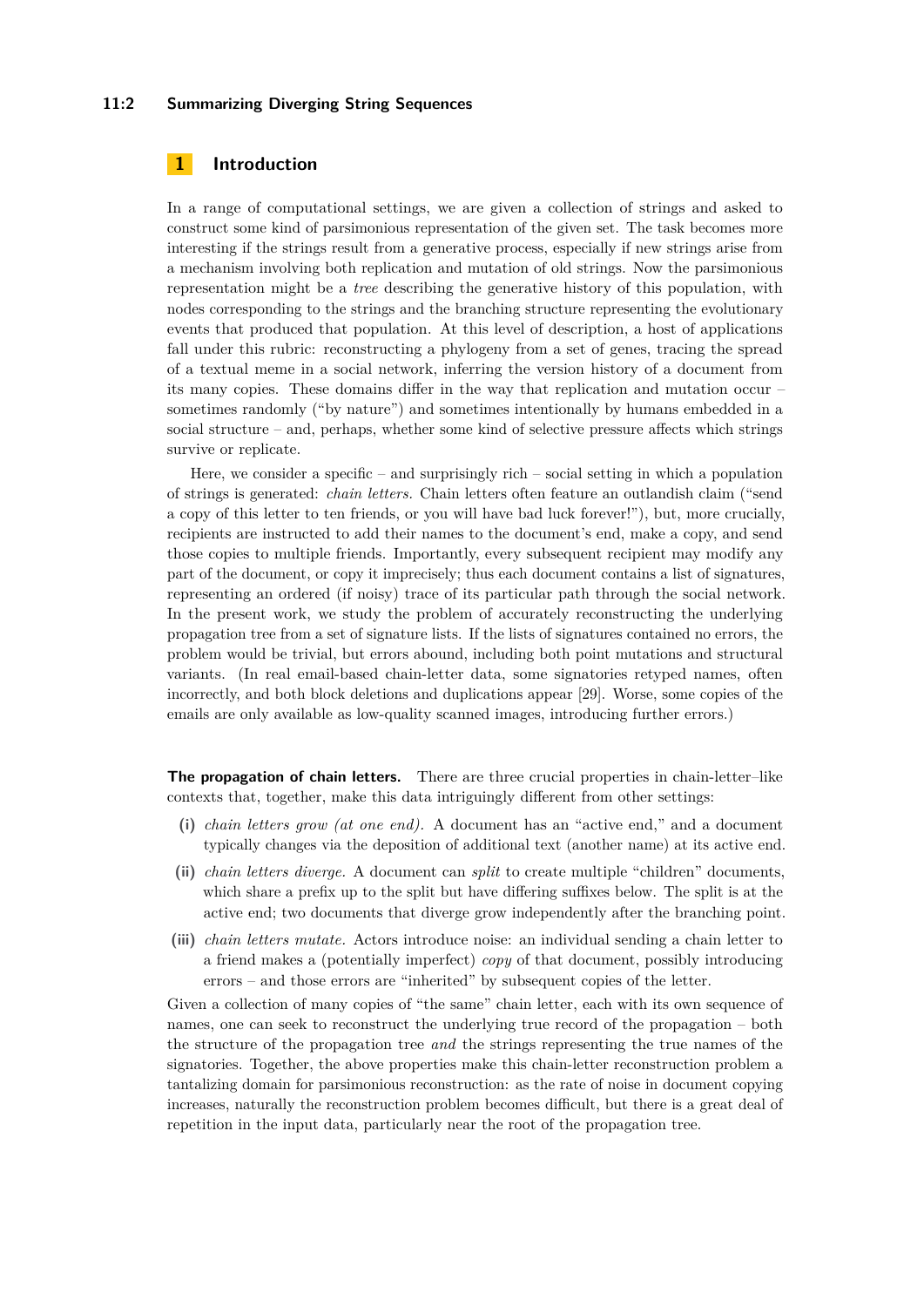# 1 Introduction

In a range of computational settings, we are given a collection of strings and asked to construct some kind of parsimonious representation of the given set. The task becomes more interesting if the strings result from a generative process, especially if new strings arise from a mechanism involving both replication and mutation of old strings. Now the parsimonious representation might be a *tree* describing the generative history of this population, with nodes corresponding to the strings and the branching structure representing the evolutionary events that produced that population. At this level of description, a host of applications fall under this rubric: reconstructing a phylogeny from a set of genes, tracing the spread of a textual meme in a social network, inferring the version history of a document from its many copies. These domains differ in the way that replication and mutation occur – sometimes randomly ("by nature") and sometimes intentionally by humans embedded in a social structure – and, perhaps, whether some kind of selective pressure affects which strings survive or replicate.

Here, we consider a specific – and surprisingly rich – social setting in which a population of strings is generated: *chain letters*. Chain letters often feature an outlandish claim ("send a copy of this letter to ten friends, or you will have bad luck forever!"), but, more crucially, recipients are instructed to add their names to the document's end, make a copy, and send those copies to multiple friends. Importantly, every subsequent recipient may modify any part of the document, or copy it imprecisely; thus each document contains a list of signatures, representing an ordered (if noisy) trace of its particular path through the social network. In the present work, we study the problem of accurately reconstructing the underlying propagation tree from a set of signature lists. If the lists of signatures contained no errors, the problem would be trivial, but errors abound, including both point mutations and structural variants. (In real email-based chain-letter data, some signatories retyped names, often incorrectly, and both block deletions and duplications appear [29]. Worse, some copies of the emails are only available as low-quality scanned images, introducing further errors.)

**The propagation of chain letters.** There are three crucial properties in chain-letter–like contexts that, together, make this data intriguingly different from other settings:

- **(i)** *chain letters grow (at one end).* A document has an "active end," and a document typically changes via the deposition of additional text (another name) at its active end.
- **(ii)** *chain letters diverge.* A document can *split* to create multiple "children" documents, which share a prefix up to the split but have differing suffixes below. The split is at the active end; two documents that diverge grow independently after the branching point.
- **(iii)** *chain letters mutate.* Actors introduce noise: an individual sending a chain letter to a friend makes a (potentially imperfect) *copy* of that document, possibly introducing errors – and those errors are "inherited" by subsequent copies of the letter.

Given a collection of many copies of "the same" chain letter, each with its own sequence of names, one can seek to reconstruct the underlying true record of the propagation – both the structure of the propagation tree *and* the strings representing the true names of the signatories. Together, the above properties make this chain-letter reconstruction problem a tantalizing domain for parsimonious reconstruction: as the rate of noise in document copying increases, naturally the reconstruction problem becomes difficult, but there is a great deal of repetition in the input data, particularly near the root of the propagation tree.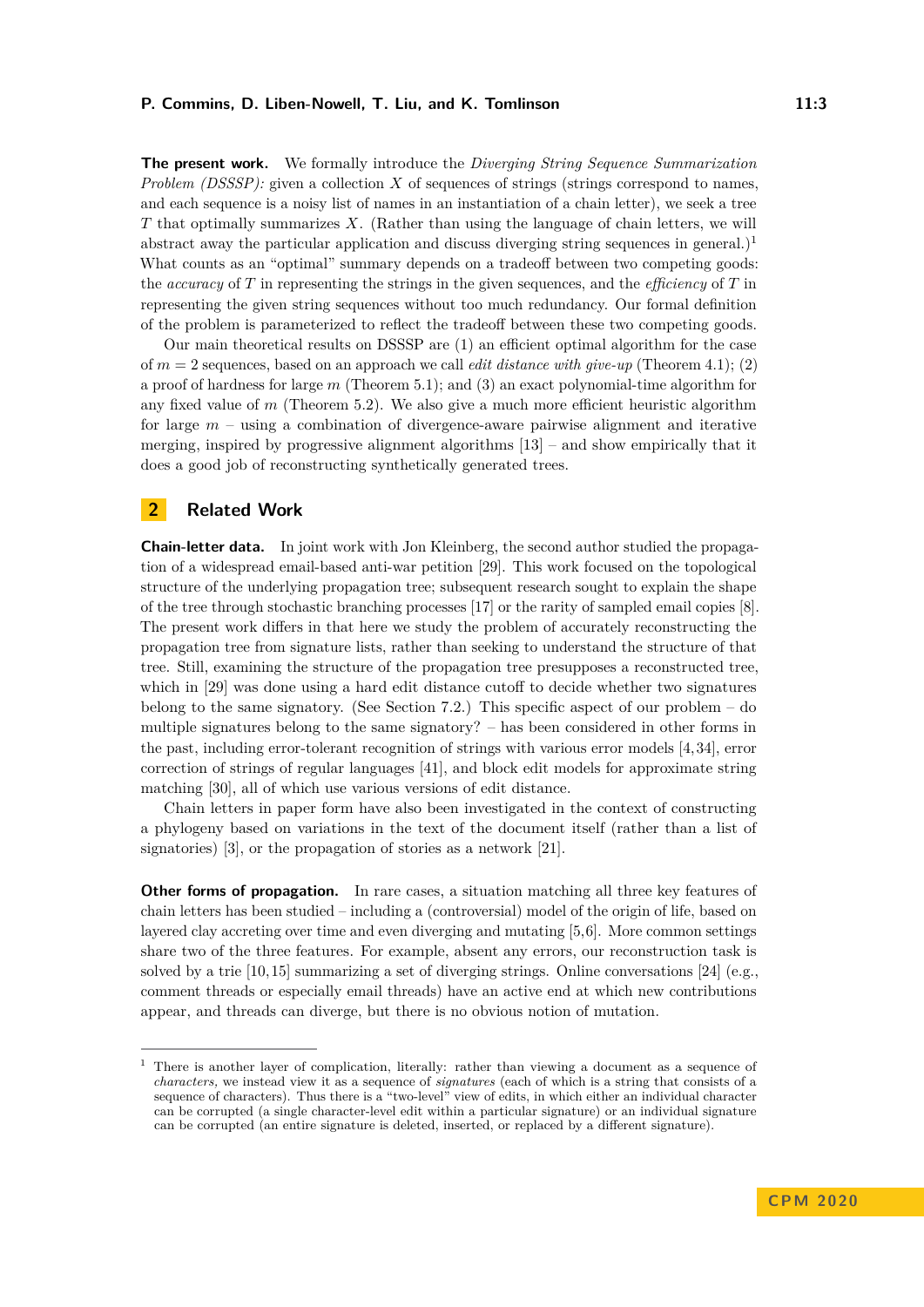**The present work.** We formally introduce the *Diverging String Sequence Summarization Problem (DSSSP):* given a collection $X$ of sequences of strings (strings correspond to names, and each sequence is a noisy list of names in an instantiation of a chain letter), we seek a tree $T$ that optimally summarizes $X$. (Rather than using the language of chain letters, we will abstract away the particular application and discuss diverging string sequences in general.)[1] What counts as an "optimal" summary depends on a tradeoff between two competing goods: the *accuracy* of $T$ in representing the strings in the given sequences, and the *efficiency* of $T$ in representing the given string sequences without too much redundancy. Our formal definition of the problem is parameterized to reflect the tradeoff between these two competing goods.

Our main theoretical results on DSSSP are (1) an efficient optimal algorithm for the case of $m = 2$ sequences, based on an approach we call *edit distance with give-up* (Theorem 4.1); (2) a proof of hardness for large $m$ (Theorem 5.1); and (3) an exact polynomial-time algorithm for any fixed value of $m$ (Theorem 5.2). We also give a much more efficient heuristic algorithm for large $m$ – using a combination of divergence-aware pairwise alignment and iterative merging, inspired by progressive alignment algorithms [13] – and show empirically that it does a good job of reconstructing synthetically generated trees.

## 2 Related Work

**Chain-letter data.** In joint work with Jon Kleinberg, the second author studied the propagation of a widespread email-based anti-war petition [29]. This work focused on the topological structure of the underlying propagation tree; subsequent research sought to explain the shape of the tree through stochastic branching processes [17] or the rarity of sampled email copies [8]. The present work differs in that here we study the problem of accurately reconstructing the propagation tree from signature lists, rather than seeking to understand the structure of that tree. Still, examining the structure of the propagation tree presupposes a reconstructed tree, which in [29] was done using a hard edit distance cutoff to decide whether two signatures belong to the same signatory. (See Section 7.2.) This specific aspect of our problem – do multiple signatures belong to the same signatory? – has been considered in other forms in the past, including error-tolerant recognition of strings with various error models [4,34], error correction of strings of regular languages [41], and block edit models for approximate string matching [30], all of which use various versions of edit distance.

Chain letters in paper form have also been investigated in the context of constructing a phylogeny based on variations in the text of the document itself (rather than a list of signatories) [3], or the propagation of stories as a network [21].

**Other forms of propagation.** In rare cases, a situation matching all three key features of chain letters has been studied – including a (controversial) model of the origin of life, based on layered clay accreting over time and even diverging and mutating [5,6]. More common settings share two of the three features. For example, absent any errors, our reconstruction task is solved by a trie [10,15] summarizing a set of diverging strings. Online conversations [24] (e.g., comment threads or especially email threads) have an active end at which new contributions appear, and threads can diverge, but there is no obvious notion of mutation.

---

[1] There is another layer of complication, literally: rather than viewing a document as a sequence of *characters,* we instead view it as a sequence of *signatures* (each of which is a string that consists of a sequence of characters). Thus there is a "two-level" view of edits, in which either an individual character can be corrupted (a single character-level edit within a particular signature) or an individual signature can be corrupted (an entire signature is deleted, inserted, or replaced by a different signature).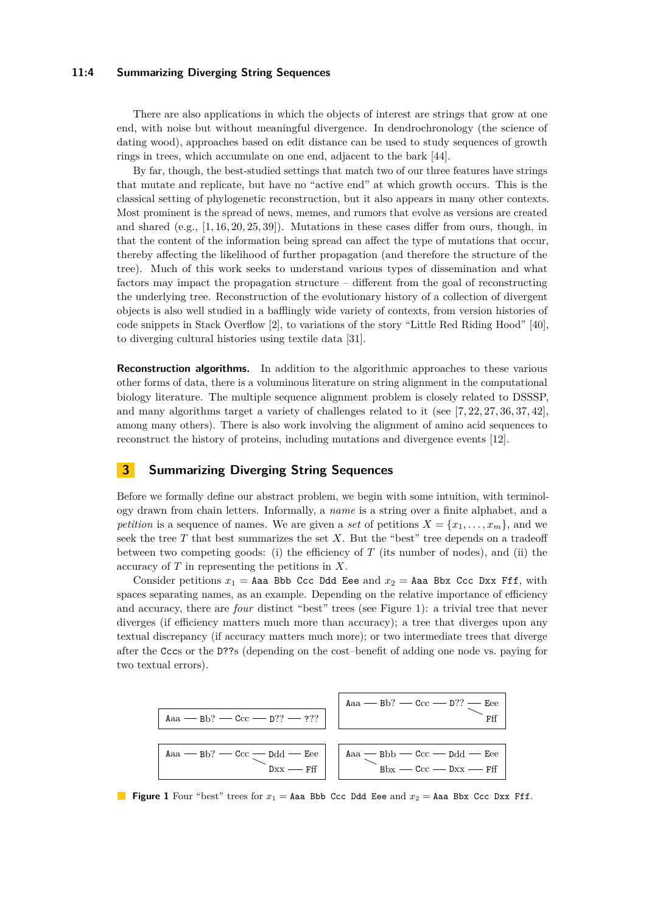There are also applications in which the objects of interest are strings that grow at one end, with noise but without meaningful divergence. In dendrochronology (the science of dating wood), approaches based on edit distance can be used to study sequences of growth rings in trees, which accumulate on one end, adjacent to the bark [44].

By far, though, the best-studied settings that match two of our three features have strings that mutate and replicate, but have no "active end" at which growth occurs. This is the classical setting of phylogenetic reconstruction, but it also appears in many other contexts. Most prominent is the spread of news, memes, and rumors that evolve as versions are created and shared (e.g., [1, 16, 20, 25, 39]). Mutations in these cases differ from ours, though, in that the content of the information being spread can affect the type of mutations that occur, thereby affecting the likelihood of further propagation (and therefore the structure of the tree). Much of this work seeks to understand various types of dissemination and what factors may impact the propagation structure – different from the goal of reconstructing the underlying tree. Reconstruction of the evolutionary history of a collection of divergent objects is also well studied in a bafflingly wide variety of contexts, from version histories of code snippets in Stack Overflow [2], to variations of the story "Little Red Riding Hood" [40], to diverging cultural histories using textile data [31].

**Reconstruction algorithms.** In addition to the algorithmic approaches to these various other forms of data, there is a voluminous literature on string alignment in the computational biology literature. The multiple sequence alignment problem is closely related to DSSSP, and many algorithms target a variety of challenges related to it (see [7, 22, 27, 36, 37, 42], among many others). There is also work involving the alignment of amino acid sequences to reconstruct the history of proteins, including mutations and divergence events [12].

## 3 Summarizing Diverging String Sequences

Before we formally define our abstract problem, we begin with some intuition, with terminology drawn from chain letters. Informally, a *name* is a string over a finite alphabet, and a *petition* is a sequence of names. We are given a *set* of petitions $X = \{x_1, \ldots, x_m\}$, and we seek the tree $T$ that best summarizes the set $X$. But the "best" tree depends on a tradeoff between two competing goods: (i) the efficiency of $T$ (its number of nodes), and (ii) the accuracy of $T$ in representing the petitions in $X$.

Consider petitions $x_1$ = `Aaa Bbb Ccc Ddd Eee` and $x_2$ = `Aaa Bbx Ccc Dxx Fff`, with spaces separating names, as an example. Depending on the relative importance of efficiency and accuracy, there are *four* distinct "best" trees (see Figure 1): a trivial tree that never diverges (if efficiency matters much more than accuracy); a tree that diverges upon any textual discrepancy (if accuracy matters much more); or two intermediate trees that diverge after the `Ccc`s or the `D??`s (depending on the cost–benefit of adding one node vs. paying for two textual errors).

```
Aaa — Bb? — Ccc — D?? — ???

Aaa — Bb? — Ccc — D?? — Eee
                      \
                        Fff

Aaa — Bb? — Ccc — Ddd — Eee
                \
                  Dxx — Fff

Aaa — Bbb — Ccc — Ddd — Eee
    \
      Bbx — Ccc — Dxx — Fff
```

**Figure 1** Four "best" trees for $x_1$ = `Aaa Bbb Ccc Ddd Eee` and $x_2$ = `Aaa Bbx Ccc Dxx Fff`.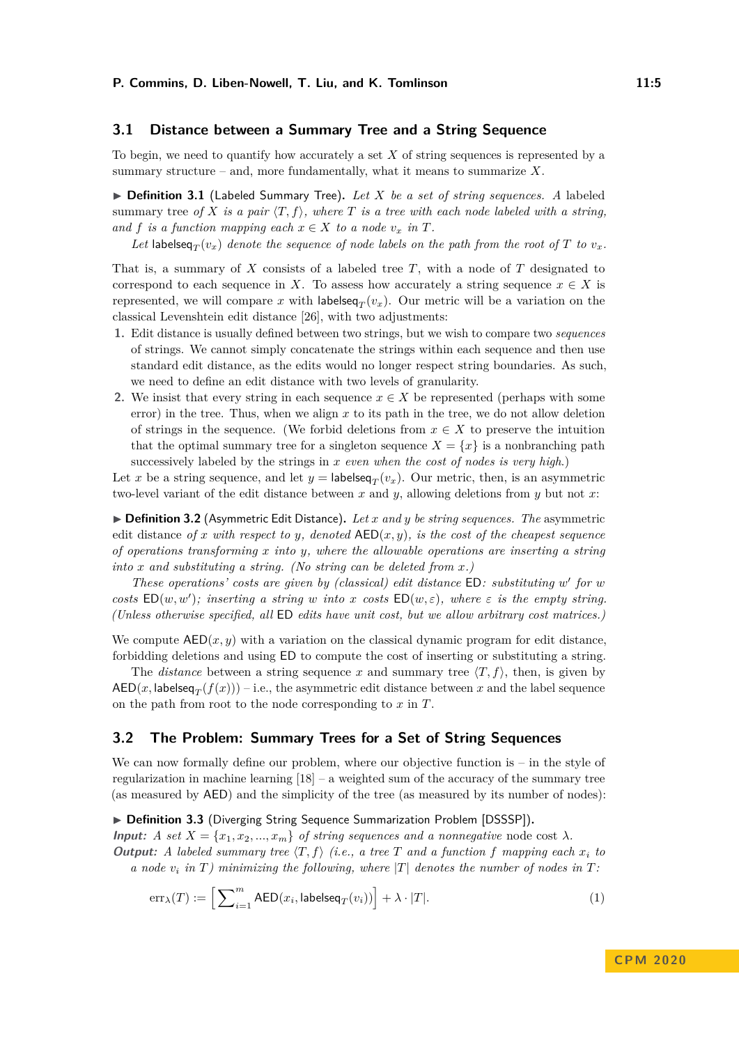## 3.1 Distance between a Summary Tree and a String Sequence

To begin, we need to quantify how accurately a set $X$ of string sequences is represented by a summary structure – and, more fundamentally, what it means to summarize $X$.

▶ **Definition 3.1** (Labeled Summary Tree). *Let $X$ be a set of string sequences. A* labeled summary tree *of $X$ is a pair $\langle T, f\rangle$, where $T$ is a tree with each node labeled with a string, and $f$ is a function mapping each $x \in X$ to a node $v_x$ in $T$.*

*Let $\mathsf{labelseq}_T(v_x)$ denote the sequence of node labels on the path from the root of $T$ to $v_x$.*

That is, a summary of $X$ consists of a labeled tree $T$, with a node of $T$ designated to correspond to each sequence in $X$. To assess how accurately a string sequence $x \in X$ is represented, we will compare $x$ with $\mathsf{labelseq}_T(v_x)$. Our metric will be a variation on the classical Levenshtein edit distance [26], with two adjustments:

1. Edit distance is usually defined between two strings, but we wish to compare two *sequences* of strings. We cannot simply concatenate the strings within each sequence and then use standard edit distance, as the edits would no longer respect string boundaries. As such, we need to define an edit distance with two levels of granularity.
2. We insist that every string in each sequence $x \in X$ be represented (perhaps with some error) in the tree. Thus, when we align $x$ to its path in the tree, we do not allow deletion of strings in the sequence. (We forbid deletions from $x \in X$ to preserve the intuition that the optimal summary tree for a singleton sequence $X = \{x\}$ is a nonbranching path successively labeled by the strings in $x$ *even when the cost of nodes is very high*.)

Let $x$ be a string sequence, and let $y = \mathsf{labelseq}_T(v_x)$. Our metric, then, is an asymmetric two-level variant of the edit distance between $x$ and $y$, allowing deletions from $y$ but not $x$:

▶ **Definition 3.2** (Asymmetric Edit Distance). *Let $x$ and $y$ be string sequences. The* asymmetric edit distance *of $x$ with respect to $y$, denoted $\mathsf{AED}(x, y)$, is the cost of the cheapest sequence of operations transforming $x$ into $y$, where the allowable operations are inserting a string into $x$ and substituting a string. (No string can be deleted from $x$.)*

*These operations' costs are given by (classical) edit distance $\mathsf{ED}$: substituting $w'$ for $w$ costs $\mathsf{ED}(w, w')$; inserting a string $w$ into $x$ costs $\mathsf{ED}(w, \varepsilon)$, where $\varepsilon$ is the empty string. (Unless otherwise specified, all $\mathsf{ED}$ edits have unit cost, but we allow arbitrary cost matrices.)*

We compute $\mathsf{AED}(x, y)$ with a variation on the classical dynamic program for edit distance, forbidding deletions and using $\mathsf{ED}$ to compute the cost of inserting or substituting a string.

The *distance* between a string sequence $x$ and summary tree $\langle T, f\rangle$, then, is given by $\mathsf{AED}(x, \mathsf{labelseq}_T(f(x)))$ – i.e., the asymmetric edit distance between $x$ and the label sequence on the path from root to the node corresponding to $x$ in $T$.

## 3.2 The Problem: Summary Trees for a Set of String Sequences

We can now formally define our problem, where our objective function is – in the style of regularization in machine learning [18] – a weighted sum of the accuracy of the summary tree (as measured by $\mathsf{AED}$) and the simplicity of the tree (as measured by its number of nodes):

▶ **Definition 3.3** (Diverging String Sequence Summarization Problem [DSSSP]).
***Input:*** *A set $X = \{x_1, x_2, ..., x_m\}$ of string sequences and a nonnegative* node cost *$\lambda$.*
***Output:*** *A labeled summary tree $\langle T, f\rangle$ (i.e., a tree $T$ and a function $f$ mapping each $x_i$ to a node $v_i$ in $T$) minimizing the following, where $|T|$ denotes the number of nodes in $T$:*

$$\mathrm{err}_\lambda(T) := \left[\sum_{i=1}^{m} \mathsf{AED}(x_i, \mathsf{labelseq}_T(v_i))\right] + \lambda \cdot |T|. \tag{1}$$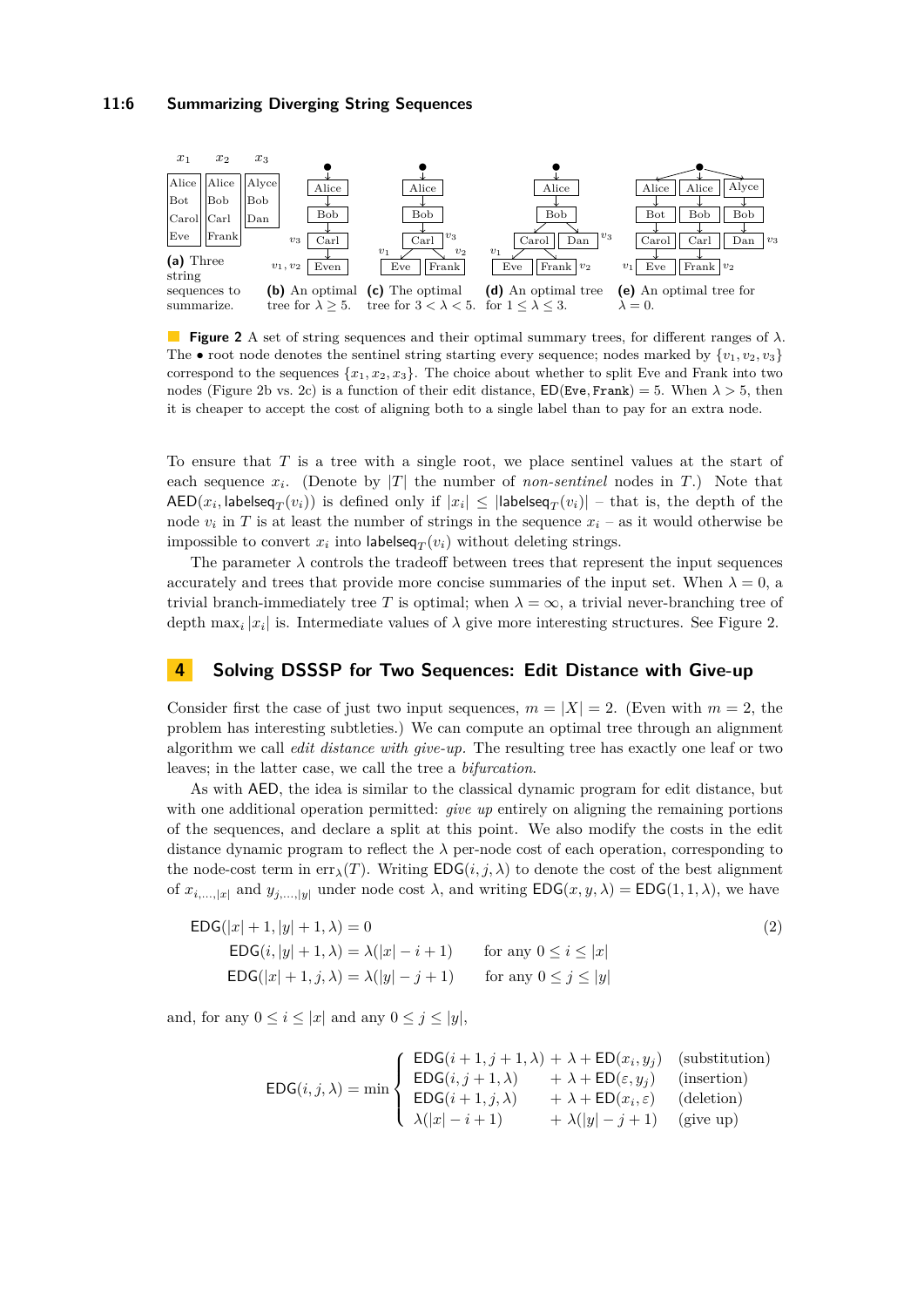**Figure 2** A set of string sequences and their optimal summary trees, for different ranges of $\lambda$. The • root node denotes the sentinel string starting every sequence; nodes marked by $\{v_1, v_2, v_3\}$ correspond to the sequences $\{x_1, x_2, x_3\}$. The choice about whether to split Eve and Frank into two nodes (Figure 2b vs. 2c) is a function of their edit distance, $\mathsf{ED}(\texttt{Eve}, \texttt{Frank}) = 5$. When $\lambda > 5$, then it is cheaper to accept the cost of aligning both to a single label than to pay for an extra node.

(a) Three string sequences to summarize. (b) An optimal tree for $\lambda \geq 5$. (c) The optimal tree for $3 < \lambda < 5$. (d) An optimal tree for $1 \leq \lambda \leq 3$. (e) An optimal tree for $\lambda = 0$.

To ensure that $T$ is a tree with a single root, we place sentinel values at the start of each sequence $x_i$. (Denote by $|T|$ the number of *non-sentinel* nodes in $T$.) Note that $\mathsf{AED}(x_i, \mathsf{labelseq}_T(v_i))$ is defined only if $|x_i| \leq |\mathsf{labelseq}_T(v_i)|$ – that is, the depth of the node $v_i$ in $T$ is at least the number of strings in the sequence $x_i$ – as it would otherwise be impossible to convert $x_i$ into $\mathsf{labelseq}_T(v_i)$ without deleting strings.

The parameter $\lambda$ controls the tradeoff between trees that represent the input sequences accurately and trees that provide more concise summaries of the input set. When $\lambda = 0$, a trivial branch-immediately tree $T$ is optimal; when $\lambda = \infty$, a trivial never-branching tree of depth $\max_i |x_i|$ is. Intermediate values of $\lambda$ give more interesting structures. See Figure 2.

## 4 Solving DSSSP for Two Sequences: Edit Distance with Give-up

Consider first the case of just two input sequences, $m = |X| = 2$. (Even with $m = 2$, the problem has interesting subtleties.) We can compute an optimal tree through an alignment algorithm we call *edit distance with give-up*. The resulting tree has exactly one leaf or two leaves; in the latter case, we call the tree a *bifurcation*.

As with AED, the idea is similar to the classical dynamic program for edit distance, but with one additional operation permitted: *give up* entirely on aligning the remaining portions of the sequences, and declare a split at this point. We also modify the costs in the edit distance dynamic program to reflect the $\lambda$ per-node cost of each operation, corresponding to the node-cost term in $\mathrm{err}_\lambda(T)$. Writing $\mathsf{EDG}(i, j, \lambda)$ to denote the cost of the best alignment of $x_{i,\dots,|x|}$ and $y_{j,\dots,|y|}$ under node cost $\lambda$, and writing $\mathsf{EDG}(x, y, \lambda) = \mathsf{EDG}(1, 1, \lambda)$, we have

$$
\begin{aligned}
\mathsf{EDG}(|x|+1, |y|+1, \lambda) &= 0 \\
\mathsf{EDG}(i, |y|+1, \lambda) &= \lambda(|x| - i + 1) \qquad \text{for any } 0 \leq i \leq |x| \\
\mathsf{EDG}(|x|+1, j, \lambda) &= \lambda(|y| - j + 1) \qquad \text{for any } 0 \leq j \leq |y|
\end{aligned}
\tag{2}
$$

and, for any $0 \leq i \leq |x|$ and any $0 \leq j \leq |y|$,

$$
\mathsf{EDG}(i, j, \lambda) = \min \left\{
\begin{array}{lll}
\mathsf{EDG}(i+1, j+1, \lambda) & + \lambda + \mathsf{ED}(x_i, y_j) & \text{(substitution)} \\
\mathsf{EDG}(i, j+1, \lambda) & + \lambda + \mathsf{ED}(\varepsilon, y_j) & \text{(insertion)} \\
\mathsf{EDG}(i+1, j, \lambda) & + \lambda + \mathsf{ED}(x_i, \varepsilon) & \text{(deletion)} \\
\lambda(|x| - i + 1) & + \lambda(|y| - j + 1) & \text{(give up)}
\end{array}
\right.
$$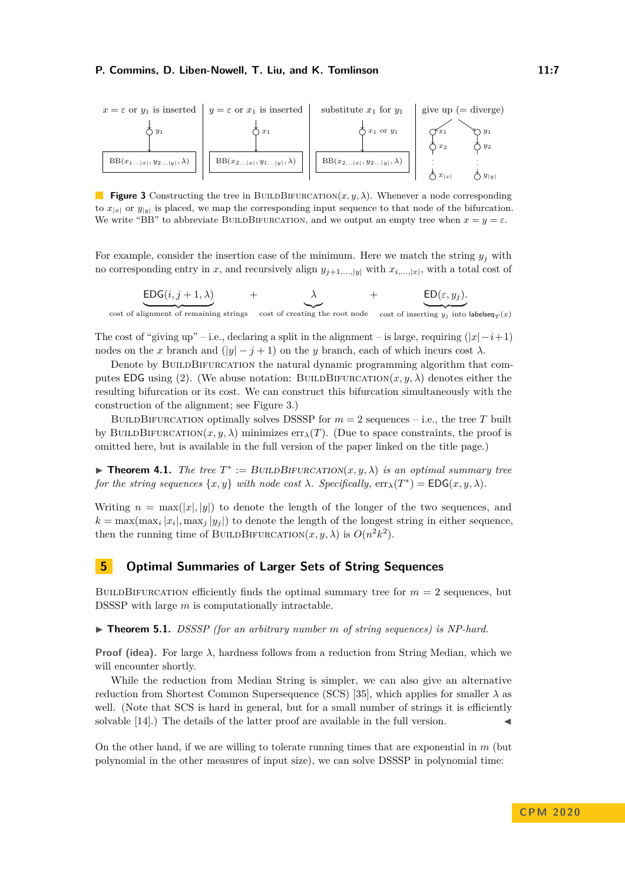**Figure 3** Constructing the tree in BuildBifurcation$(x, y, \lambda)$. Whenever a node corresponding to $x_{|x|}$ or $y_{|y|}$ is placed, we map the corresponding input sequence to that node of the bifurcation. We write "BB" to abbreviate BuildBifurcation, and we output an empty tree when $x = y = \varepsilon$.

For example, consider the insertion case of the minimum. Here we match the string $y_j$ with no corresponding entry in $x$, and recursively align $y_{j+1,\ldots,|y|}$ with $x_{i,\ldots,|x|}$, with a total cost of

$$\underbrace{\mathsf{EDG}(i, j+1, \lambda)}_{\text{cost of alignment of remaining strings}} + \underbrace{\lambda}_{\text{cost of creating the root node}} + \underbrace{\mathsf{ED}(\varepsilon, y_j)}_{\text{cost of inserting } y_j \text{ into } \mathsf{labelseq}_T(x)}.$$

The cost of "giving up" – i.e., declaring a split in the alignment – is large, requiring $(|x| - i + 1)$ nodes on the $x$ branch and $(|y| - j + 1)$ on the $y$ branch, each of which incurs cost $\lambda$.

Denote by BuildBifurcation the natural dynamic programming algorithm that computes EDG using (2). (We abuse notation: BuildBifurcation$(x, y, \lambda)$ denotes either the resulting bifurcation or its cost. We can construct this bifurcation simultaneously with the construction of the alignment; see Figure 3.)

BuildBifurcation optimally solves DSSSP for $m = 2$ sequences – i.e., the tree $T$ built by BuildBifurcation$(x, y, \lambda)$ minimizes $\text{err}_\lambda(T)$. (Due to space constraints, the proof is omitted here, but is available in the full version of the paper linked on the title page.)

▶ **Theorem 4.1.** *The tree $T^* :=$ BuildBifurcation$(x, y, \lambda)$ is an optimal summary tree for the string sequences $\{x, y\}$ with node cost $\lambda$. Specifically, $\text{err}_\lambda(T^*) = \mathsf{EDG}(x, y, \lambda)$.*

Writing $n = \max(|x|, |y|)$ to denote the length of the longer of the two sequences, and $k = \max(\max_i |x_i|, \max_j |y_j|)$ to denote the length of the longest string in either sequence, then the running time of BuildBifurcation$(x, y, \lambda)$ is $O(n^2k^2)$.

## 5 Optimal Summaries of Larger Sets of String Sequences

BuildBifurcation efficiently finds the optimal summary tree for $m = 2$ sequences, but DSSSP with large $m$ is computationally intractable.

▶ **Theorem 5.1.** *DSSSP (for an arbitrary number $m$ of string sequences) is NP-hard.*

**Proof (idea).** For large $\lambda$, hardness follows from a reduction from String Median, which we will encounter shortly.

While the reduction from Median String is simpler, we can also give an alternative reduction from Shortest Common Supersequence (SCS) [35], which applies for smaller $\lambda$ as well. (Note that SCS is hard in general, but for a small number of strings it is efficiently solvable [14].) The details of the latter proof are available in the full version. ◀

On the other hand, if we are willing to tolerate running times that are exponential in $m$ (but polynomial in the other measures of input size), we can solve DSSSP in polynomial time: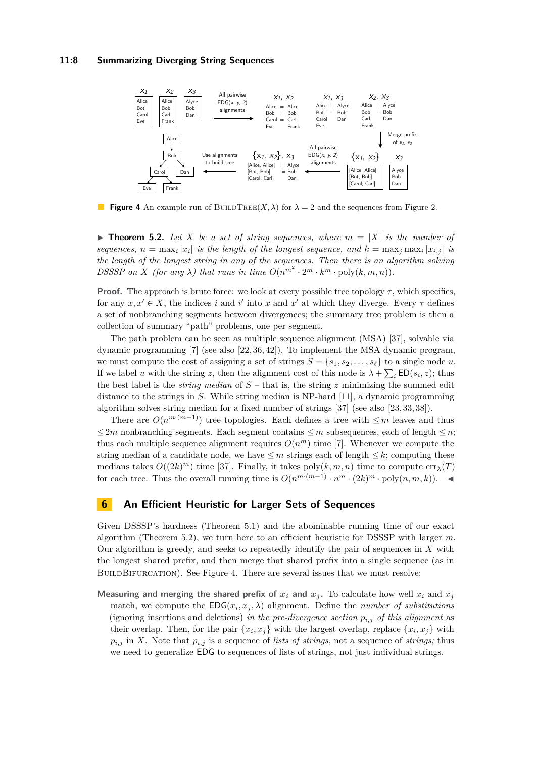**Figure 4** An example run of BuildTree$(X, \lambda)$ for $\lambda = 2$ and the sequences from Figure 2.

▶ **Theorem 5.2.** *Let $X$ be a set of string sequences, where $m = |X|$ is the number of sequences, $n = \max_i |x_i|$ is the length of the longest sequence, and $k = \max_j \max_i |x_{i,j}|$ is the length of the longest string in any of the sequences. Then there is an algorithm solving DSSSP on $X$ (for any $\lambda$) that runs in time $O(n^{m^2} \cdot 2^m \cdot k^m \cdot \mathrm{poly}(k, m, n))$.*

**Proof.** The approach is brute force: we look at every possible tree topology $\tau$, which specifies, for any $x, x' \in X$, the indices $i$ and $i'$ into $x$ and $x'$ at which they diverge. Every $\tau$ defines a set of nonbranching segments between divergences; the summary tree problem is then a collection of summary "path" problems, one per segment.

The path problem can be seen as multiple sequence alignment (MSA) [37], solvable via dynamic programming [7] (see also [22, 36, 42]). To implement the MSA dynamic program, we must compute the cost of assigning a set of strings $S = \{s_1, s_2, \ldots, s_\ell\}$ to a single node $u$. If we label $u$ with the string $z$, then the alignment cost of this node is $\lambda + \sum_i \mathsf{ED}(s_i, z)$; thus the best label is the *string median* of $S$ – that is, the string $z$ minimizing the summed edit distance to the strings in $S$. While string median is NP-hard [11], a dynamic programming algorithm solves string median for a fixed number of strings [37] (see also [23, 33, 38]).

There are $O(n^{m \cdot (m-1)})$ tree topologies. Each defines a tree with $\leq m$ leaves and thus $\leq 2m$ nonbranching segments. Each segment contains $\leq m$ subsequences, each of length $\leq n$; thus each multiple sequence alignment requires $O(n^m)$ time [7]. Whenever we compute the string median of a candidate node, we have $\leq m$ strings each of length $\leq k$; computing these medians takes $O((2k)^m)$ time [37]. Finally, it takes $\mathrm{poly}(k, m, n)$ time to compute $\mathrm{err}_\lambda(T)$ for each tree. Thus the overall running time is $O(n^{m \cdot (m-1)} \cdot n^m \cdot (2k)^m \cdot \mathrm{poly}(n, m, k))$. ◀

## 6 An Efficient Heuristic for Larger Sets of Sequences

Given DSSSP's hardness (Theorem 5.1) and the abominable running time of our exact algorithm (Theorem 5.2), we turn here to an efficient heuristic for DSSSP with larger $m$. Our algorithm is greedy, and seeks to repeatedly identify the pair of sequences in $X$ with the longest shared prefix, and then merge that shared prefix into a single sequence (as in BuildBifurcation). See Figure 4. There are several issues that we must resolve:

**Measuring and merging the shared prefix of $x_i$ and $x_j$.** To calculate how well $x_i$ and $x_j$ match, we compute the $\mathsf{EDG}(x_i, x_j, \lambda)$ alignment. Define the *number of substitutions* (ignoring insertions and deletions) *in the pre-divergence section $p_{i,j}$ of this alignment* as their overlap. Then, for the pair $\{x_i, x_j\}$ with the largest overlap, replace $\{x_i, x_j\}$ with $p_{i,j}$ in $X$. Note that $p_{i,j}$ is a sequence of *lists of strings,* not a sequence of *strings;* thus we need to generalize $\mathsf{EDG}$ to sequences of lists of strings, not just individual strings.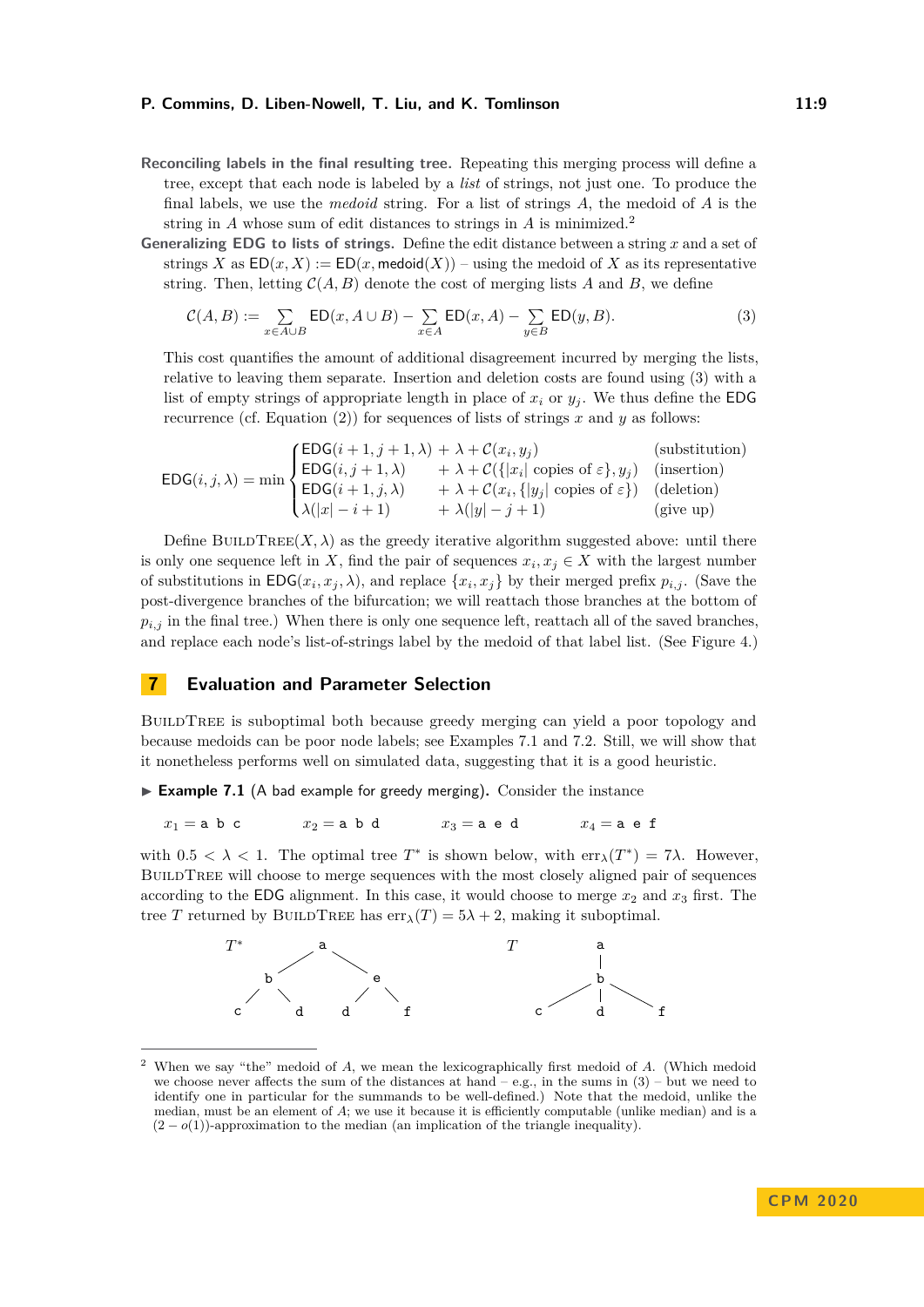**Reconciling labels in the final resulting tree.** Repeating this merging process will define a tree, except that each node is labeled by a *list* of strings, not just one. To produce the final labels, we use the *medoid* string. For a list of strings $A$, the medoid of $A$ is the string in $A$ whose sum of edit distances to strings in $A$ is minimized.[2]

**Generalizing EDG to lists of strings.** Define the edit distance between a string $x$ and a set of strings $X$ as $\mathsf{ED}(x, X) := \mathsf{ED}(x, \mathsf{medoid}(X))$ – using the medoid of $X$ as its representative string. Then, letting $\mathcal{C}(A, B)$ denote the cost of merging lists $A$ and $B$, we define

$$\mathcal{C}(A, B) := \sum_{x \in A \cup B} \mathsf{ED}(x, A \cup B) - \sum_{x \in A} \mathsf{ED}(x, A) - \sum_{y \in B} \mathsf{ED}(y, B). \tag{3}$$

This cost quantifies the amount of additional disagreement incurred by merging the lists, relative to leaving them separate. Insertion and deletion costs are found using (3) with a list of empty strings of appropriate length in place of $x_i$ or $y_j$. We thus define the EDG recurrence (cf. Equation (2)) for sequences of lists of strings $x$ and $y$ as follows:

$$\mathsf{EDG}(i, j, \lambda) = \min \begin{cases} \mathsf{EDG}(i+1, j+1, \lambda) & + \lambda + \mathcal{C}(x_i, y_j) & \text{(substitution)} \\ \mathsf{EDG}(i, j+1, \lambda) & + \lambda + \mathcal{C}(\{|x_i| \text{ copies of } \varepsilon\}, y_j) & \text{(insertion)} \\ \mathsf{EDG}(i+1, j, \lambda) & + \lambda + \mathcal{C}(x_i, \{|y_j| \text{ copies of } \varepsilon\}) & \text{(deletion)} \\ \lambda(|x| - i + 1) & + \lambda(|y| - j + 1) & \text{(give up)} \end{cases}$$

Define BuildTree$(X, \lambda)$ as the greedy iterative algorithm suggested above: until there is only one sequence left in $X$, find the pair of sequences $x_i, x_j \in X$ with the largest number of substitutions in $\mathsf{EDG}(x_i, x_j, \lambda)$, and replace $\{x_i, x_j\}$ by their merged prefix $p_{i,j}$. (Save the post-divergence branches of the bifurcation; we will reattach those branches at the bottom of $p_{i,j}$ in the final tree.) When there is only one sequence left, reattach all of the saved branches, and replace each node's list-of-strings label by the medoid of that label list. (See Figure 4.)

## 7 Evaluation and Parameter Selection

BuildTree is suboptimal both because greedy merging can yield a poor topology and because medoids can be poor node labels; see Examples 7.1 and 7.2. Still, we will show that it nonetheless performs well on simulated data, suggesting that it is a good heuristic.

▶ **Example 7.1** (A bad example for greedy merging). Consider the instance

$x_1 = \texttt{a b c}$ $\quad x_2 = \texttt{a b d}$ $\quad x_3 = \texttt{a e d}$ $\quad x_4 = \texttt{a e f}$

with $0.5 < \lambda < 1$. The optimal tree $T^*$ is shown below, with $\mathrm{err}_\lambda(T^*) = 7\lambda$. However, BuildTree will choose to merge sequences with the most closely aligned pair of sequences according to the EDG alignment. In this case, it would choose to merge $x_2$ and $x_3$ first. The tree $T$ returned by BuildTree has $\mathrm{err}_\lambda(T) = 5\lambda + 2$, making it suboptimal.

```
T*            a                    T          a
            /   \                             |
          b       e                           b
         / \     / \                        / | \
        c   d   d   f                      c  d  f
```

---

[2] When we say "the" medoid of $A$, we mean the lexicographically first medoid of $A$. (Which medoid we choose never affects the sum of the distances at hand – e.g., in the sums in (3) – but we need to identify one in particular for the summands to be well-defined.) Note that the medoid, unlike the median, must be an element of $A$; we use it because it is efficiently computable (unlike median) and is a $(2 - o(1))$-approximation to the median (an implication of the triangle inequality).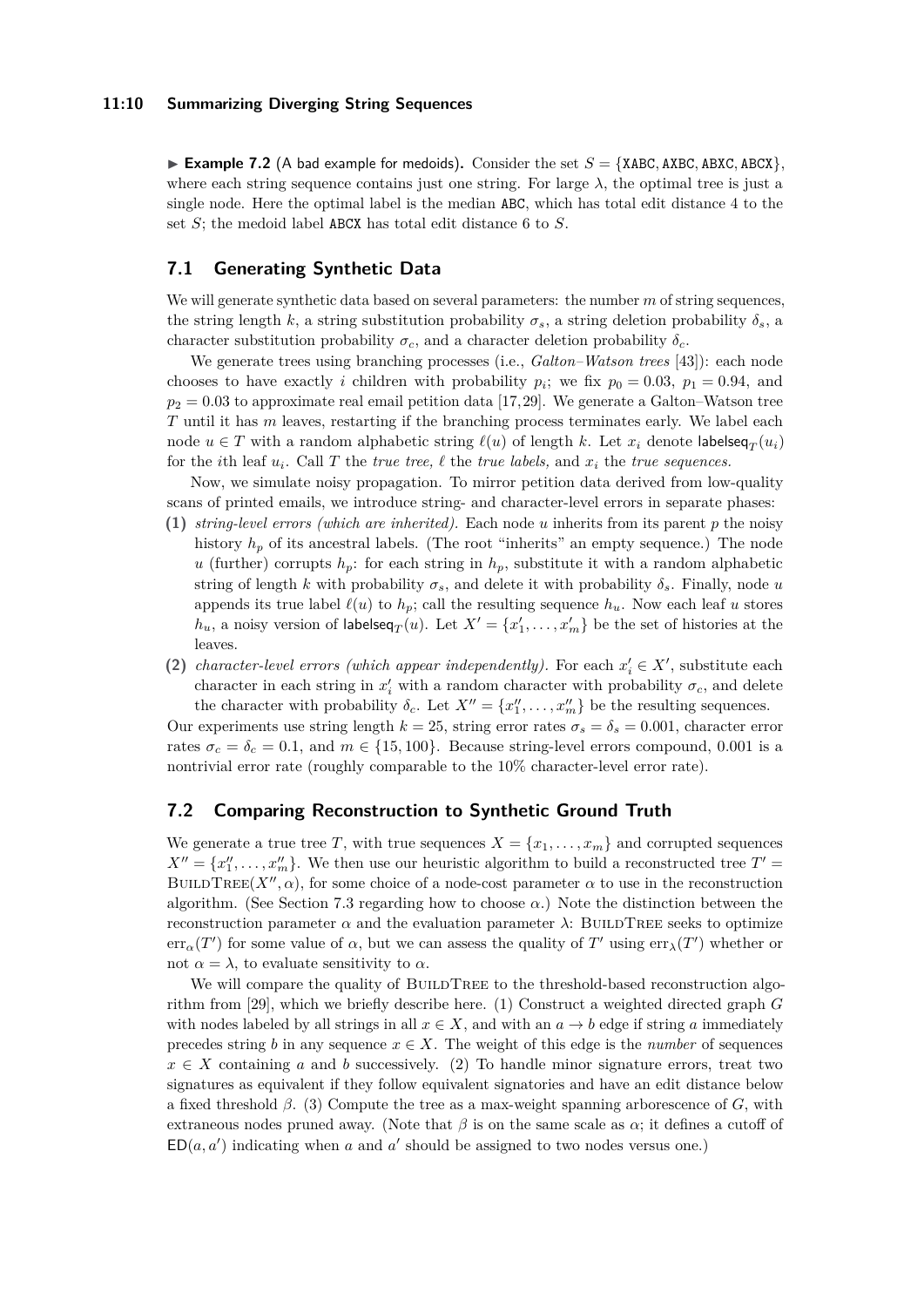▶ **Example 7.2** (A bad example for medoids). Consider the set $S = \{\texttt{XABC}, \texttt{AXBC}, \texttt{ABXC}, \texttt{ABCX}\}$, where each string sequence contains just one string. For large $\lambda$, the optimal tree is just a single node. Here the optimal label is the median ABC, which has total edit distance 4 to the set $S$; the medoid label ABCX has total edit distance 6 to $S$.

## 7.1 Generating Synthetic Data

We will generate synthetic data based on several parameters: the number $m$ of string sequences, the string length $k$, a string substitution probability $\sigma_s$, a string deletion probability $\delta_s$, a character substitution probability $\sigma_c$, and a character deletion probability $\delta_c$.

We generate trees using branching processes (i.e., *Galton–Watson trees* [43]): each node chooses to have exactly $i$ children with probability $p_i$; we fix $p_0 = 0.03$, $p_1 = 0.94$, and $p_2 = 0.03$ to approximate real email petition data [17,29]. We generate a Galton–Watson tree $T$ until it has $m$ leaves, restarting if the branching process terminates early. We label each node $u \in T$ with a random alphabetic string $\ell(u)$ of length $k$. Let $x_i$ denote $\mathsf{labelseq}_T(u_i)$ for the $i$th leaf $u_i$. Call $T$ the *true tree,* $\ell$ the *true labels,* and $x_i$ the *true sequences.*

Now, we simulate noisy propagation. To mirror petition data derived from low-quality scans of printed emails, we introduce string- and character-level errors in separate phases:

**(1)** *string-level errors (which are inherited).* Each node $u$ inherits from its parent $p$ the noisy history $h_p$ of its ancestral labels. (The root "inherits" an empty sequence.) The node $u$ (further) corrupts $h_p$: for each string in $h_p$, substitute it with a random alphabetic string of length $k$ with probability $\sigma_s$, and delete it with probability $\delta_s$. Finally, node $u$ appends its true label $\ell(u)$ to $h_p$; call the resulting sequence $h_u$. Now each leaf $u$ stores $h_u$, a noisy version of $\mathsf{labelseq}_T(u)$. Let $X' = \{x'_1, \ldots, x'_m\}$ be the set of histories at the leaves.

**(2)** *character-level errors (which appear independently).* For each $x'_i \in X'$, substitute each character in each string in $x'_i$ with a random character with probability $\sigma_c$, and delete the character with probability $\delta_c$. Let $X'' = \{x''_1, \ldots, x''_m\}$ be the resulting sequences.

Our experiments use string length $k = 25$, string error rates $\sigma_s = \delta_s = 0.001$, character error rates $\sigma_c = \delta_c = 0.1$, and $m \in \{15, 100\}$. Because string-level errors compound, 0.001 is a nontrivial error rate (roughly comparable to the 10% character-level error rate).

## 7.2 Comparing Reconstruction to Synthetic Ground Truth

We generate a true tree $T$, with true sequences $X = \{x_1, \ldots, x_m\}$ and corrupted sequences $X'' = \{x''_1, \ldots, x''_m\}$. We then use our heuristic algorithm to build a reconstructed tree $T' = \textsc{BuildTree}(X'', \alpha)$, for some choice of a node-cost parameter $\alpha$ to use in the reconstruction algorithm. (See Section 7.3 regarding how to choose $\alpha$.) Note the distinction between the reconstruction parameter $\alpha$ and the evaluation parameter $\lambda$: $\textsc{BuildTree}$ seeks to optimize $\mathrm{err}_\alpha(T')$ for some value of $\alpha$, but we can assess the quality of $T'$ using $\mathrm{err}_\lambda(T')$ whether or not $\alpha = \lambda$, to evaluate sensitivity to $\alpha$.

We will compare the quality of $\textsc{BuildTree}$ to the threshold-based reconstruction algorithm from [29], which we briefly describe here. (1) Construct a weighted directed graph $G$ with nodes labeled by all strings in all $x \in X$, and with an $a \to b$ edge if string $a$ immediately precedes string $b$ in any sequence $x \in X$. The weight of this edge is the *number* of sequences $x \in X$ containing $a$ and $b$ successively. (2) To handle minor signature errors, treat two signatures as equivalent if they follow equivalent signatories and have an edit distance below a fixed threshold $\beta$. (3) Compute the tree as a max-weight spanning arborescence of $G$, with extraneous nodes pruned away. (Note that $\beta$ is on the same scale as $\alpha$; it defines a cutoff of $\mathsf{ED}(a, a')$ indicating when $a$ and $a'$ should be assigned to two nodes versus one.)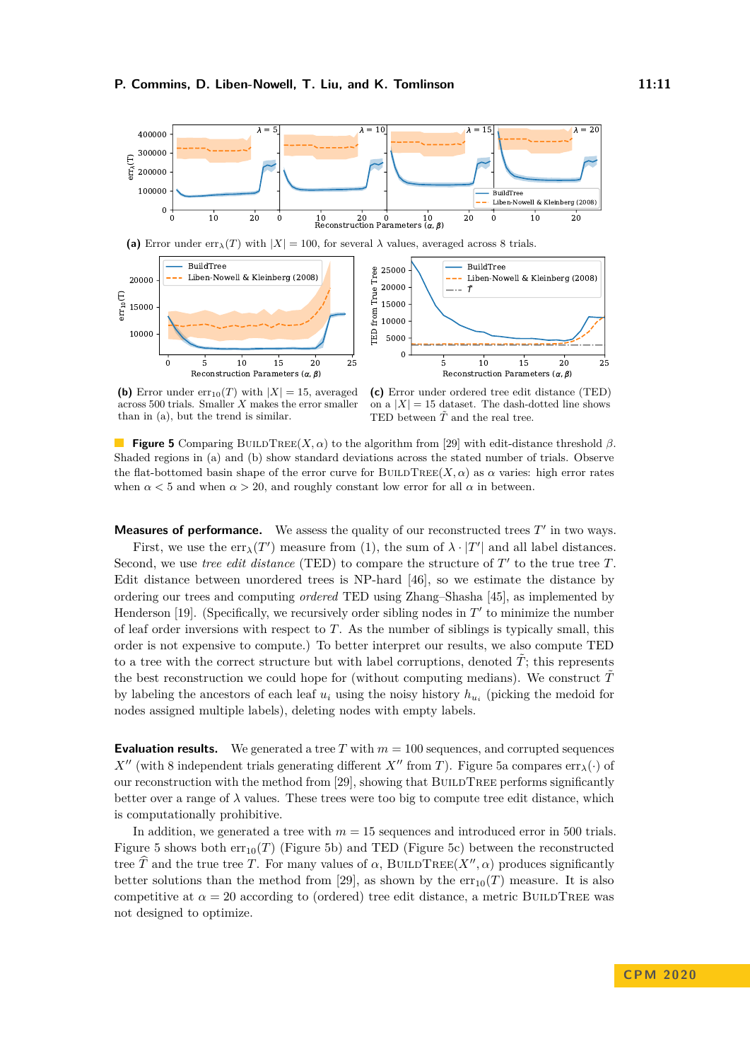(a) Error under $\mathrm{err}_\lambda(T)$ with $|X| = 100$, for several $\lambda$ values, averaged across 8 trials.

(b) Error under $\mathrm{err}_{10}(T)$ with $|X| = 15$, averaged across 500 trials. Smaller $X$ makes the error smaller than in (a), but the trend is similar.

(c) Error under ordered tree edit distance (TED) on a $|X| = 15$ dataset. The dash-dotted line shows TED between $\tilde{T}$ and the real tree.

**Figure 5** Comparing BuildTree$(X, \alpha)$ to the algorithm from [29] with edit-distance threshold $\beta$. Shaded regions in (a) and (b) show standard deviations across the stated number of trials. Observe the flat-bottomed basin shape of the error curve for BuildTree$(X, \alpha)$ as $\alpha$ varies: high error rates when $\alpha < 5$ and when $\alpha > 20$, and roughly constant low error for all $\alpha$ in between.

**Measures of performance.** We assess the quality of our reconstructed trees $T'$ in two ways. First, we use the $\mathrm{err}_\lambda(T')$ measure from (1), the sum of $\lambda \cdot |T'|$ and all label distances. Second, we use *tree edit distance* (TED) to compare the structure of $T'$ to the true tree $T$. Edit distance between unordered trees is NP-hard [46], so we estimate the distance by ordering our trees and computing *ordered* TED using Zhang–Shasha [45], as implemented by Henderson [19]. (Specifically, we recursively order sibling nodes in $T'$ to minimize the number of leaf order inversions with respect to $T$. As the number of siblings is typically small, this order is not expensive to compute.) To better interpret our results, we also compute TED to a tree with the correct structure but with label corruptions, denoted $\tilde{T}$; this represents the best reconstruction we could hope for (without computing medians). We construct $\tilde{T}$ by labeling the ancestors of each leaf $u_i$ using the noisy history $h_{u_i}$ (picking the medoid for nodes assigned multiple labels), deleting nodes with empty labels.

**Evaluation results.** We generated a tree $T$ with $m = 100$ sequences, and corrupted sequences $X''$ (with 8 independent trials generating different $X''$ from $T$). Figure 5a compares $\mathrm{err}_\lambda(\cdot)$ of our reconstruction with the method from [29], showing that BuildTree performs significantly better over a range of $\lambda$ values. These trees were too big to compute tree edit distance, which is computationally prohibitive.

In addition, we generated a tree with $m = 15$ sequences and introduced error in 500 trials. Figure 5 shows both $\mathrm{err}_{10}(T)$ (Figure 5b) and TED (Figure 5c) between the reconstructed tree $\widehat{T}$ and the true tree $T$. For many values of $\alpha$, BuildTree$(X'', \alpha)$ produces significantly better solutions than the method from [29], as shown by the $\mathrm{err}_{10}(T)$ measure. It is also competitive at $\alpha = 20$ according to (ordered) tree edit distance, a metric BuildTree was not designed to optimize.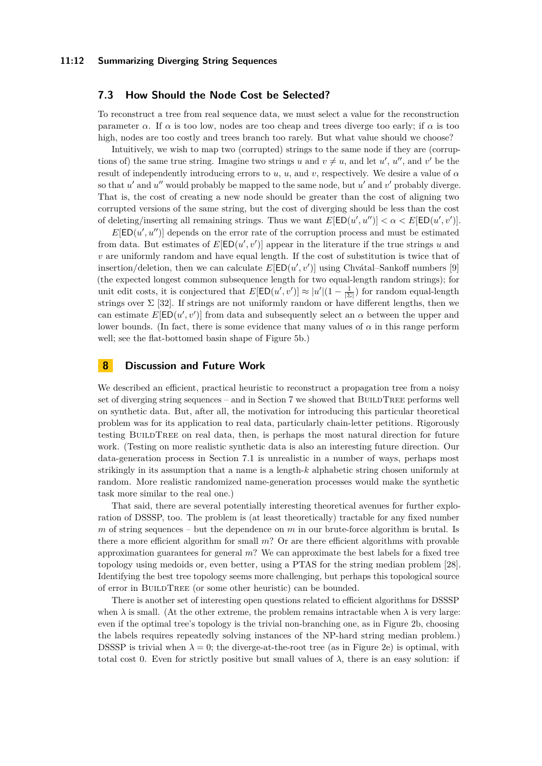## 7.3 How Should the Node Cost be Selected?

To reconstruct a tree from real sequence data, we must select a value for the reconstruction parameter $\alpha$. If $\alpha$ is too low, nodes are too cheap and trees diverge too early; if $\alpha$ is too high, nodes are too costly and trees branch too rarely. But what value should we choose?

Intuitively, we wish to map two (corrupted) strings to the same node if they are (corruptions of) the same true string. Imagine two strings $u$ and $v \neq u$, and let $u'$, $u''$, and $v'$ be the result of independently introducing errors to $u$, $u$, and $v$, respectively. We desire a value of $\alpha$ so that $u'$ and $u''$ would probably be mapped to the same node, but $u'$ and $v'$ probably diverge. That is, the cost of creating a new node should be greater than the cost of aligning two corrupted versions of the same string, but the cost of diverging should be less than the cost of deleting/inserting all remaining strings. Thus we want $E[\mathsf{ED}(u', u'')] < \alpha < E[\mathsf{ED}(u', v')]$.

$E[\mathsf{ED}(u', u'')]$ depends on the error rate of the corruption process and must be estimated from data. But estimates of $E[\mathsf{ED}(u', v')]$ appear in the literature if the true strings $u$ and $v$ are uniformly random and have equal length. If the cost of substitution is twice that of insertion/deletion, then we can calculate $E[\mathsf{ED}(u', v')]$ using Chvátal–Sankoff numbers [9] (the expected longest common subsequence length for two equal-length random strings); for unit edit costs, it is conjectured that $E[\mathsf{ED}(u', v')] \approx |u'|(1 - \frac{1}{|\Sigma|})$ for random equal-length strings over $\Sigma$ [32]. If strings are not uniformly random or have different lengths, then we can estimate $E[\mathsf{ED}(u', v')]$ from data and subsequently select an $\alpha$ between the upper and lower bounds. (In fact, there is some evidence that many values of $\alpha$ in this range perform well; see the flat-bottomed basin shape of Figure 5b.)

# 8 Discussion and Future Work

We described an efficient, practical heuristic to reconstruct a propagation tree from a noisy set of diverging string sequences – and in Section 7 we showed that BuildTree performs well on synthetic data. But, after all, the motivation for introducing this particular theoretical problem was for its application to real data, particularly chain-letter petitions. Rigorously testing BuildTree on real data, then, is perhaps the most natural direction for future work. (Testing on more realistic synthetic data is also an interesting future direction. Our data-generation process in Section 7.1 is unrealistic in a number of ways, perhaps most strikingly in its assumption that a name is a length-$k$ alphabetic string chosen uniformly at random. More realistic randomized name-generation processes would make the synthetic task more similar to the real one.)

That said, there are several potentially interesting theoretical avenues for further exploration of DSSSP, too. The problem is (at least theoretically) tractable for any fixed number $m$ of string sequences – but the dependence on $m$ in our brute-force algorithm is brutal. Is there a more efficient algorithm for small $m$? Or are there efficient algorithms with provable approximation guarantees for general $m$? We can approximate the best labels for a fixed tree topology using medoids or, even better, using a PTAS for the string median problem [28]. Identifying the best tree topology seems more challenging, but perhaps this topological source of error in BuildTree (or some other heuristic) can be bounded.

There is another set of interesting open questions related to efficient algorithms for DSSSP when $\lambda$ is small. (At the other extreme, the problem remains intractable when $\lambda$ is very large: even if the optimal tree's topology is the trivial non-branching one, as in Figure 2b, choosing the labels requires repeatedly solving instances of the NP-hard string median problem.) DSSSP is trivial when $\lambda = 0$; the diverge-at-the-root tree (as in Figure 2e) is optimal, with total cost 0. Even for strictly positive but small values of $\lambda$, there is an easy solution: if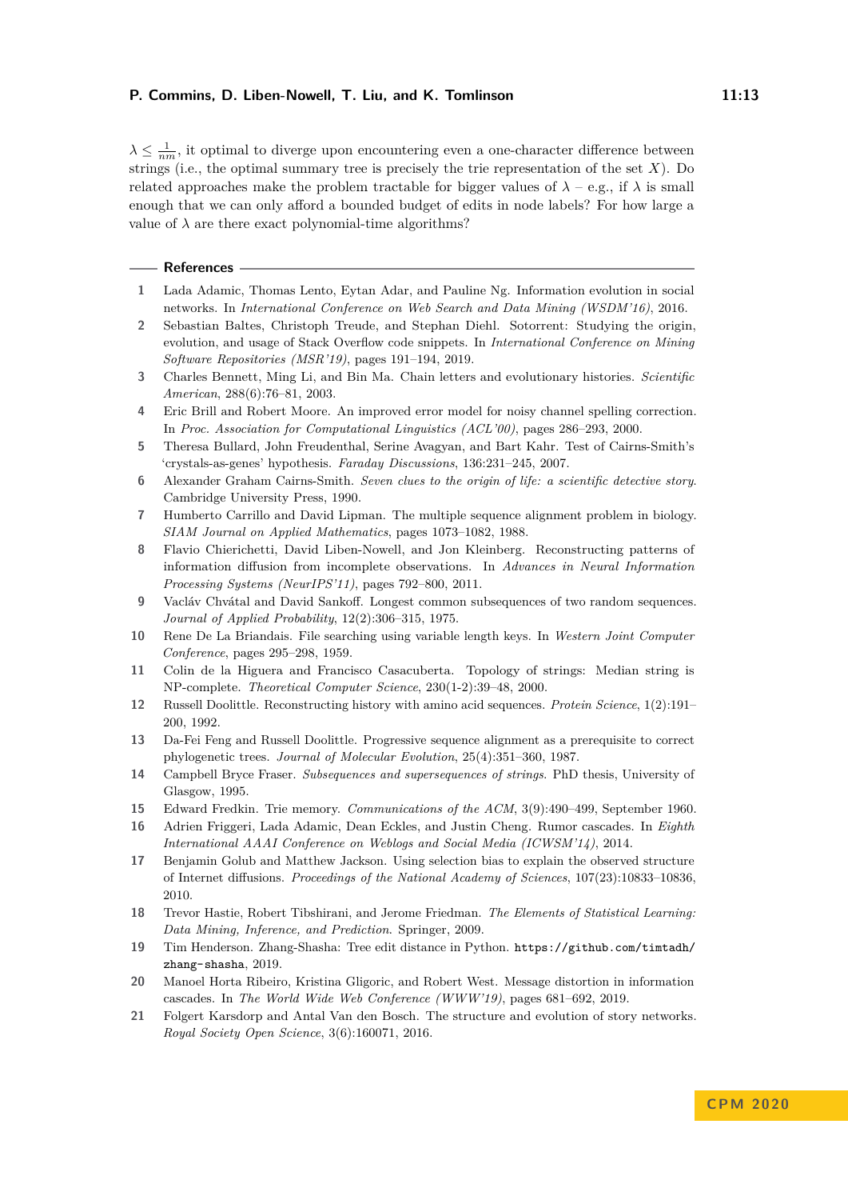$\lambda \leq \frac{1}{nm}$, it optimal to diverge upon encountering even a one-character difference between strings (i.e., the optimal summary tree is precisely the trie representation of the set $X$). Do related approaches make the problem tractable for bigger values of $\lambda$ – e.g., if $\lambda$ is small enough that we can only afford a bounded budget of edits in node labels? For how large a value of $\lambda$ are there exact polynomial-time algorithms?

## References

1. Lada Adamic, Thomas Lento, Eytan Adar, and Pauline Ng. Information evolution in social networks. In *International Conference on Web Search and Data Mining (WSDM'16)*, 2016.
2. Sebastian Baltes, Christoph Treude, and Stephan Diehl. Sotorrent: Studying the origin, evolution, and usage of Stack Overflow code snippets. In *International Conference on Mining Software Repositories (MSR'19)*, pages 191–194, 2019.
3. Charles Bennett, Ming Li, and Bin Ma. Chain letters and evolutionary histories. *Scientific American*, 288(6):76–81, 2003.
4. Eric Brill and Robert Moore. An improved error model for noisy channel spelling correction. In *Proc. Association for Computational Linguistics (ACL'00)*, pages 286–293, 2000.
5. Theresa Bullard, John Freudenthal, Serine Avagyan, and Bart Kahr. Test of Cairns-Smith's 'crystals-as-genes' hypothesis. *Faraday Discussions*, 136:231–245, 2007.
6. Alexander Graham Cairns-Smith. *Seven clues to the origin of life: a scientific detective story.* Cambridge University Press, 1990.
7. Humberto Carrillo and David Lipman. The multiple sequence alignment problem in biology. *SIAM Journal on Applied Mathematics*, pages 1073–1082, 1988.
8. Flavio Chierichetti, David Liben-Nowell, and Jon Kleinberg. Reconstructing patterns of information diffusion from incomplete observations. In *Advances in Neural Information Processing Systems (NeurIPS'11)*, pages 792–800, 2011.
9. Vaclav Chvátal and David Sankoff. Longest common subsequences of two random sequences. *Journal of Applied Probability*, 12(2):306–315, 1975.
10. Rene De La Briandais. File searching using variable length keys. In *Western Joint Computer Conference*, pages 295–298, 1959.
11. Colin de la Higuera and Francisco Casacuberta. Topology of strings: Median string is NP-complete. *Theoretical Computer Science*, 230(1-2):39–48, 2000.
12. Russell Doolittle. Reconstructing history with amino acid sequences. *Protein Science*, 1(2):191–200, 1992.
13. Da-Fei Feng and Russell Doolittle. Progressive sequence alignment as a prerequisite to correct phylogenetic trees. *Journal of Molecular Evolution*, 25(4):351–360, 1987.
14. Campbell Bryce Fraser. *Subsequences and supersequences of strings.* PhD thesis, University of Glasgow, 1995.
15. Edward Fredkin. Trie memory. *Communications of the ACM*, 3(9):490–499, September 1960.
16. Adrien Friggeri, Lada Adamic, Dean Eckles, and Justin Cheng. Rumor cascades. In *Eighth International AAAI Conference on Weblogs and Social Media (ICWSM'14)*, 2014.
17. Benjamin Golub and Matthew Jackson. Using selection bias to explain the observed structure of Internet diffusions. *Proceedings of the National Academy of Sciences*, 107(23):10833–10836, 2010.
18. Trevor Hastie, Robert Tibshirani, and Jerome Friedman. *The Elements of Statistical Learning: Data Mining, Inference, and Prediction*. Springer, 2009.
19. Tim Henderson. Zhang-Shasha: Tree edit distance in Python. `https://github.com/timtadh/zhang-shasha`, 2019.
20. Manoel Horta Ribeiro, Kristina Gligoric, and Robert West. Message distortion in information cascades. In *The World Wide Web Conference (WWW'19)*, pages 681–692, 2019.
21. Folgert Karsdorp and Antal Van den Bosch. The structure and evolution of story networks. *Royal Society Open Science*, 3(6):160071, 2016.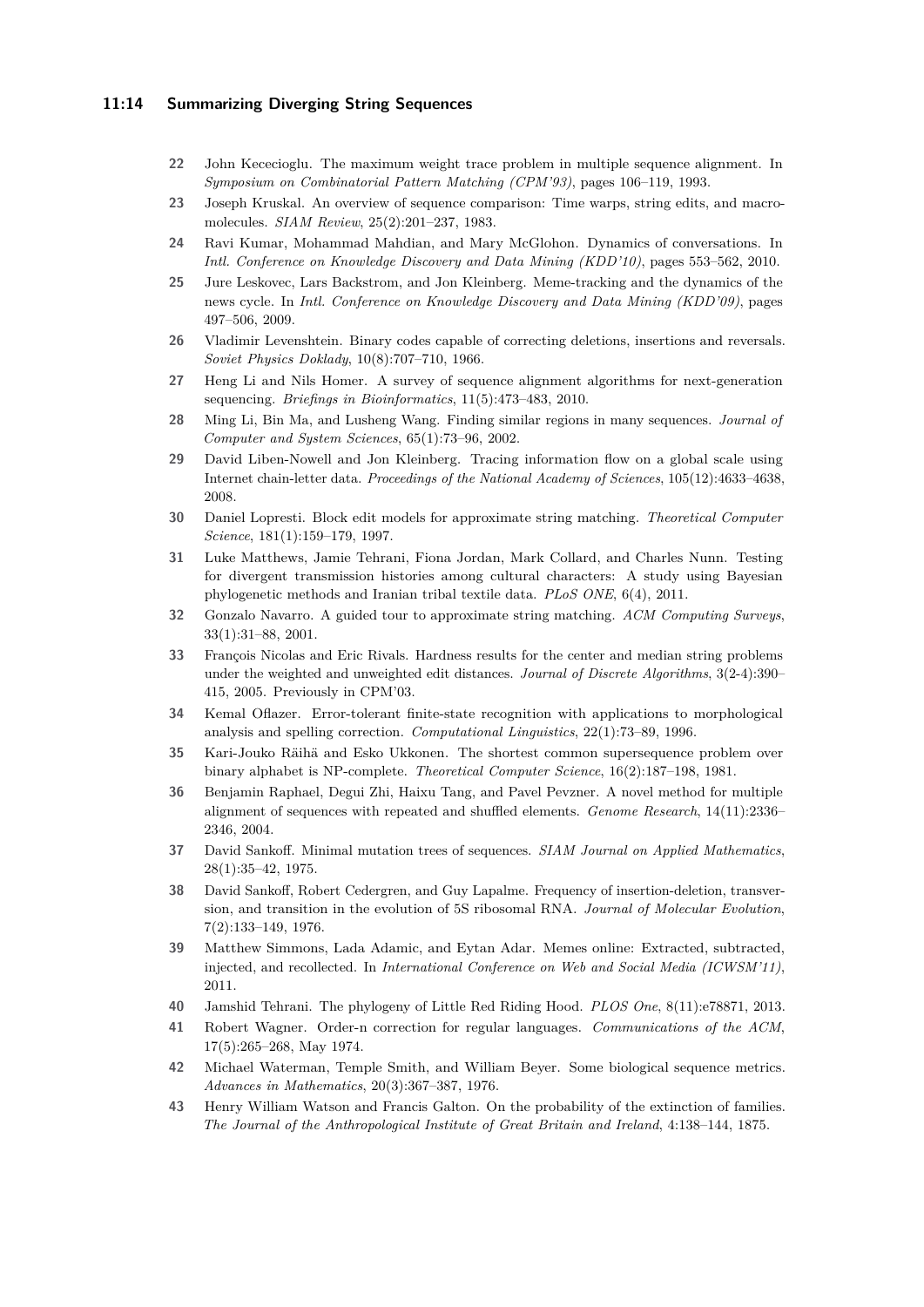22 John Kececioglu. The maximum weight trace problem in multiple sequence alignment. In *Symposium on Combinatorial Pattern Matching (CPM'93)*, pages 106–119, 1993.

23 Joseph Kruskal. An overview of sequence comparison: Time warps, string edits, and macromolecules. *SIAM Review*, 25(2):201–237, 1983.

24 Ravi Kumar, Mohammad Mahdian, and Mary McGlohon. Dynamics of conversations. In *Intl. Conference on Knowledge Discovery and Data Mining (KDD'10)*, pages 553–562, 2010.

25 Jure Leskovec, Lars Backstrom, and Jon Kleinberg. Meme-tracking and the dynamics of the news cycle. In *Intl. Conference on Knowledge Discovery and Data Mining (KDD'09)*, pages 497–506, 2009.

26 Vladimir Levenshtein. Binary codes capable of correcting deletions, insertions and reversals. *Soviet Physics Doklady*, 10(8):707–710, 1966.

27 Heng Li and Nils Homer. A survey of sequence alignment algorithms for next-generation sequencing. *Briefings in Bioinformatics*, 11(5):473–483, 2010.

28 Ming Li, Bin Ma, and Lusheng Wang. Finding similar regions in many sequences. *Journal of Computer and System Sciences*, 65(1):73–96, 2002.

29 David Liben-Nowell and Jon Kleinberg. Tracing information flow on a global scale using Internet chain-letter data. *Proceedings of the National Academy of Sciences*, 105(12):4633–4638, 2008.

30 Daniel Lopresti. Block edit models for approximate string matching. *Theoretical Computer Science*, 181(1):159–179, 1997.

31 Luke Matthews, Jamie Tehrani, Fiona Jordan, Mark Collard, and Charles Nunn. Testing for divergent transmission histories among cultural characters: A study using Bayesian phylogenetic methods and Iranian tribal textile data. *PLoS ONE*, 6(4), 2011.

32 Gonzalo Navarro. A guided tour to approximate string matching. *ACM Computing Surveys*, 33(1):31–88, 2001.

33 François Nicolas and Eric Rivals. Hardness results for the center and median string problems under the weighted and unweighted edit distances. *Journal of Discrete Algorithms*, 3(2-4):390–415, 2005. Previously in CPM'03.

34 Kemal Oflazer. Error-tolerant finite-state recognition with applications to morphological analysis and spelling correction. *Computational Linguistics*, 22(1):73–89, 1996.

35 Kari-Jouko Räihä and Esko Ukkonen. The shortest common supersequence problem over binary alphabet is NP-complete. *Theoretical Computer Science*, 16(2):187–198, 1981.

36 Benjamin Raphael, Degui Zhi, Haixu Tang, and Pavel Pevzner. A novel method for multiple alignment of sequences with repeated and shuffled elements. *Genome Research*, 14(11):2336–2346, 2004.

37 David Sankoff. Minimal mutation trees of sequences. *SIAM Journal on Applied Mathematics*, 28(1):35–42, 1975.

38 David Sankoff, Robert Cedergren, and Guy Lapalme. Frequency of insertion-deletion, transversion, and transition in the evolution of 5S ribosomal RNA. *Journal of Molecular Evolution*, 7(2):133–149, 1976.

39 Matthew Simmons, Lada Adamic, and Eytan Adar. Memes online: Extracted, subtracted, injected, and recollected. In *International Conference on Web and Social Media (ICWSM'11)*, 2011.

40 Jamshid Tehrani. The phylogeny of Little Red Riding Hood. *PLOS One*, 8(11):e78871, 2013.

41 Robert Wagner. Order-n correction for regular languages. *Communications of the ACM*, 17(5):265–268, May 1974.

42 Michael Waterman, Temple Smith, and William Beyer. Some biological sequence metrics. *Advances in Mathematics*, 20(3):367–387, 1976.

43 Henry William Watson and Francis Galton. On the probability of the extinction of families. *The Journal of the Anthropological Institute of Great Britain and Ireland*, 4:138–144, 1875.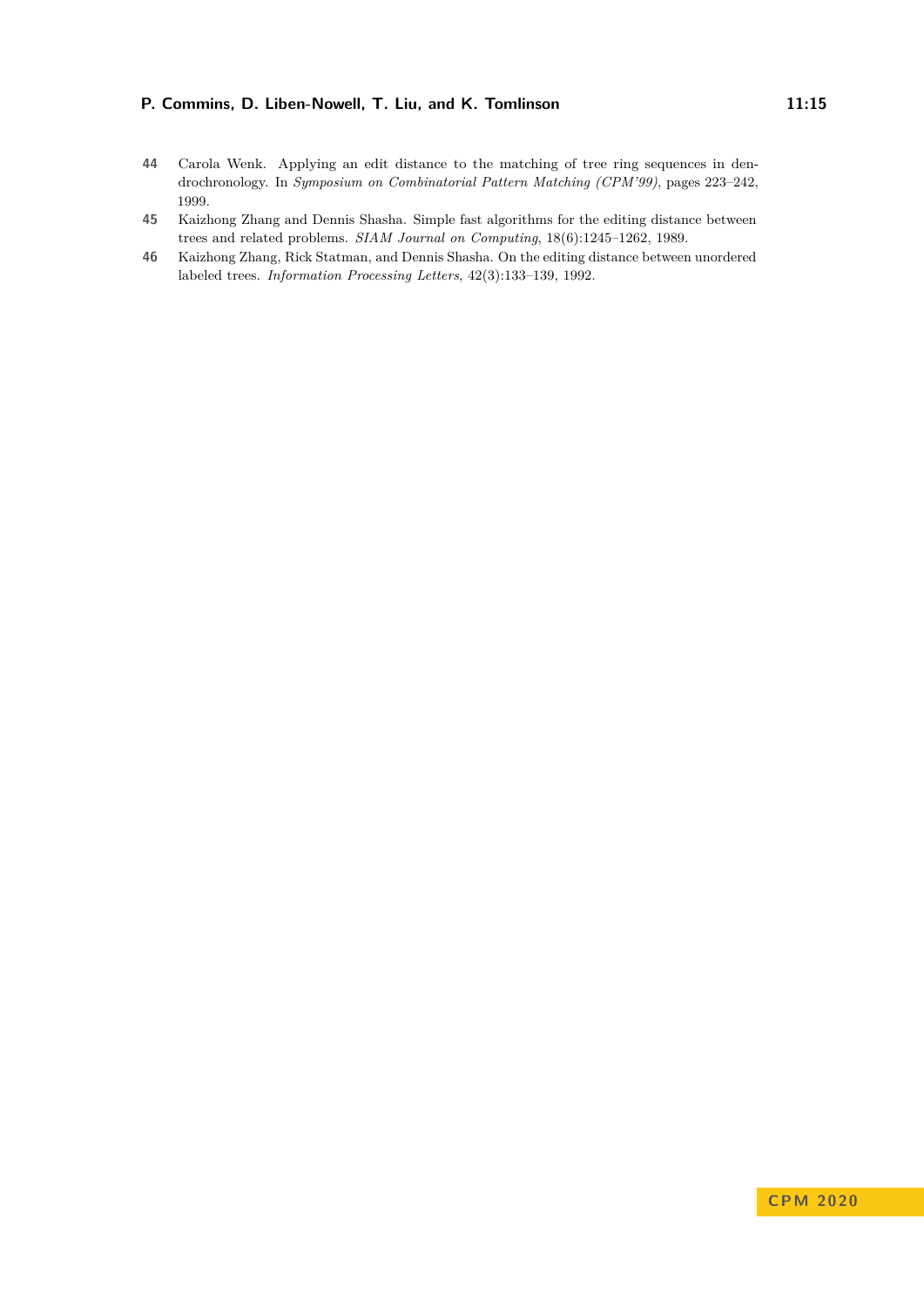44 Carola Wenk. Applying an edit distance to the matching of tree ring sequences in dendrochronology. In *Symposium on Combinatorial Pattern Matching (CPM'99)*, pages 223–242, 1999.

45 Kaizhong Zhang and Dennis Shasha. Simple fast algorithms for the editing distance between trees and related problems. *SIAM Journal on Computing*, 18(6):1245–1262, 1989.

46 Kaizhong Zhang, Rick Statman, and Dennis Shasha. On the editing distance between unordered labeled trees. *Information Processing Letters*, 42(3):133–139, 1992.